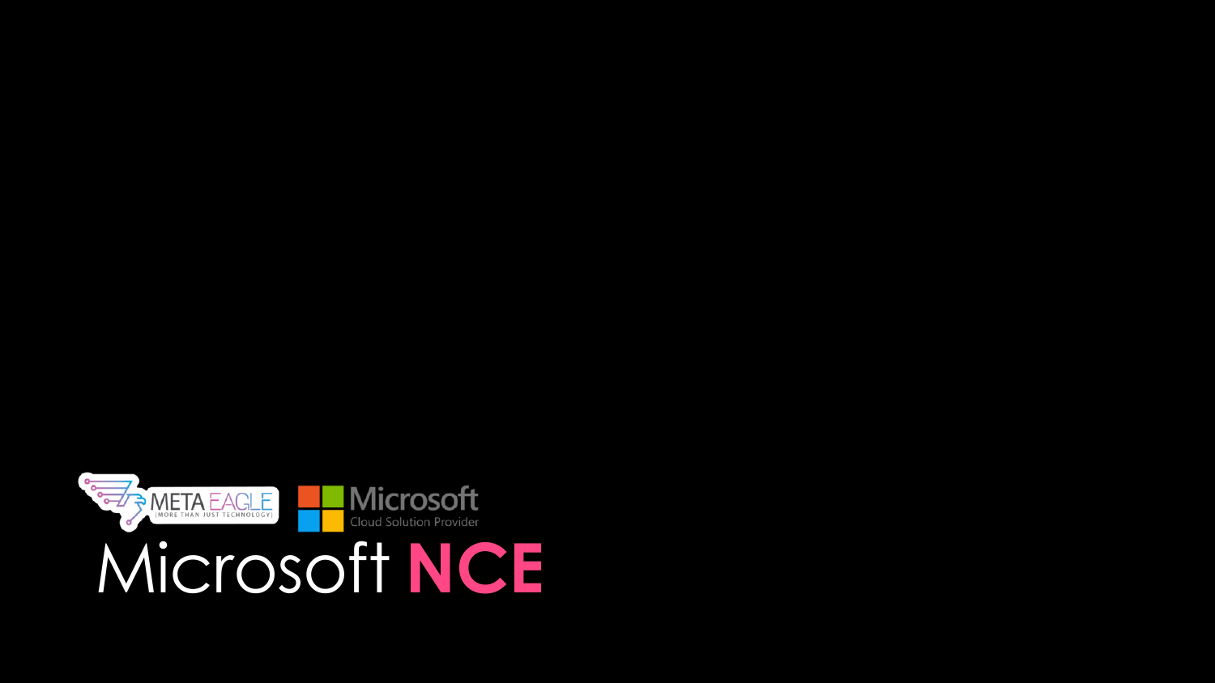META EAGLE [MORE THAN JUST TECHNOLOGY]

Microsoft Cloud Solution Provider

# Microsoft **NCE**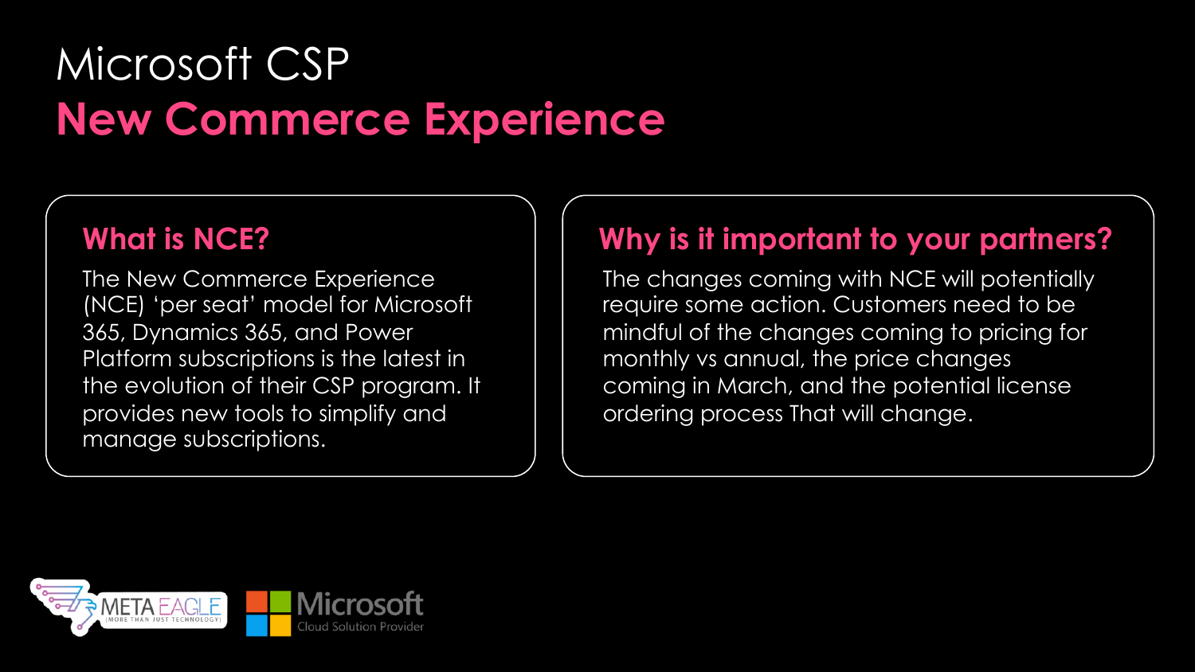# Microsoft CSP
# New Commerce Experience

## What is NCE?

The New Commerce Experience (NCE) ‘per seat’ model for Microsoft 365, Dynamics 365, and Power Platform subscriptions is the latest in the evolution of their CSP program. It provides new tools to simplify and manage subscriptions.

## Why is it important to your partners?

The changes coming with NCE will potentially require some action. Customers need to be mindful of the changes coming to pricing for monthly vs annual, the price changes coming in March, and the potential license ordering process That will change.

META EAGLE | MORE THAN JUST TECHNOLOGY

Microsoft Cloud Solution Provider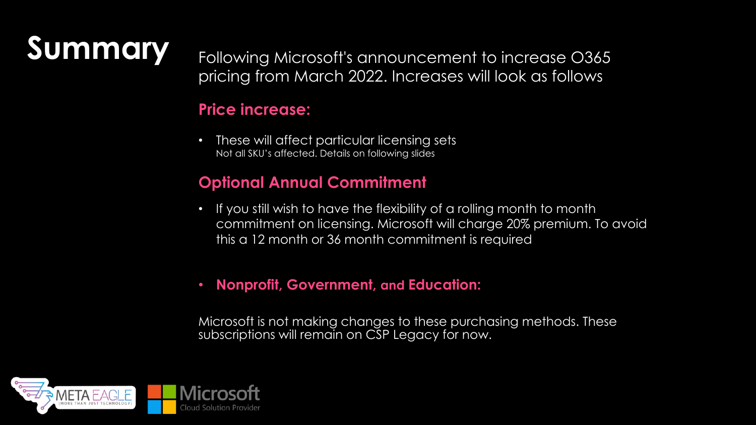# Summary

Following Microsoft's announcement to increase O365 pricing from March 2022. Increases will look as follows

## Price increase:

- These will affect particular licensing sets
  Not all SKU's affected. Details on following slides

## Optional Annual Commitment

- If you still wish to have the flexibility of a rolling month to month commitment on licensing. Microsoft will charge 20% premium. To avoid this a 12 month or 36 month commitment is required

- **Nonprofit, Government, and Education:**

Microsoft is not making changes to these purchasing methods. These subscriptions will remain on CSP Legacy for now.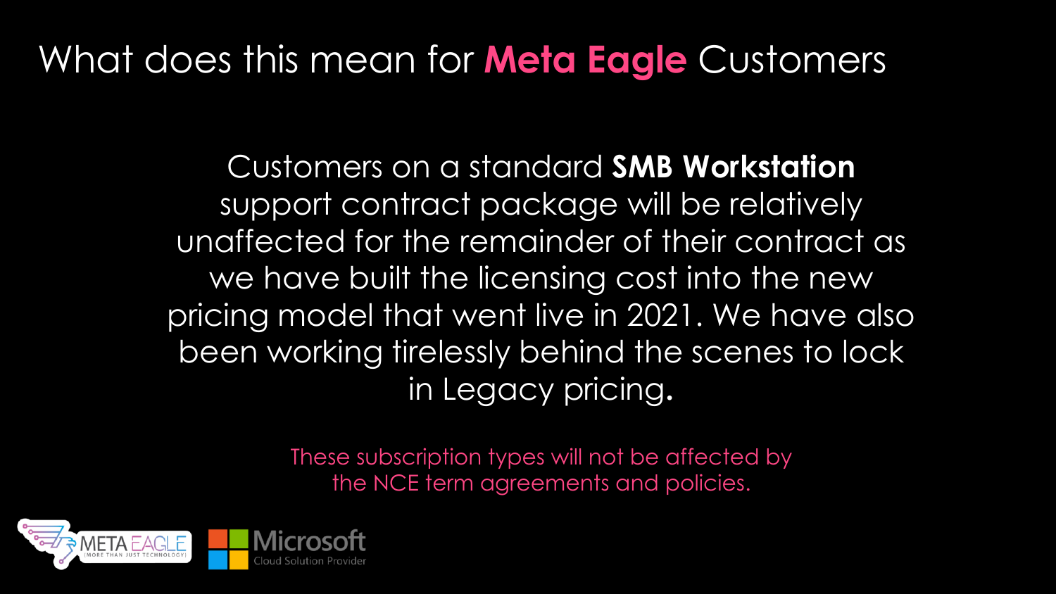# What does this mean for **Meta Eagle** Customers

Customers on a standard **SMB Workstation** support contract package will be relatively unaffected for the remainder of their contract as we have built the licensing cost into the new pricing model that went live in 2021. We have also been working tirelessly behind the scenes to lock in Legacy pricing.

These subscription types will not be affected by the NCE term agreements and policies.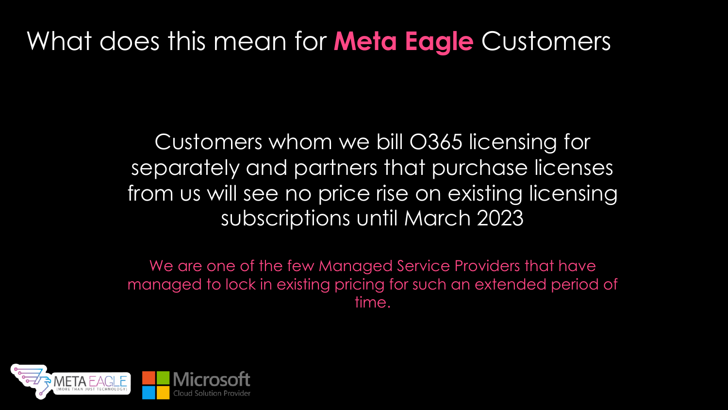# What does this mean for **Meta Eagle** Customers

Customers whom we bill O365 licensing for separately and partners that purchase licenses from us will see no price rise on existing licensing subscriptions until March 2023

We are one of the few Managed Service Providers that have managed to lock in existing pricing for such an extended period of time.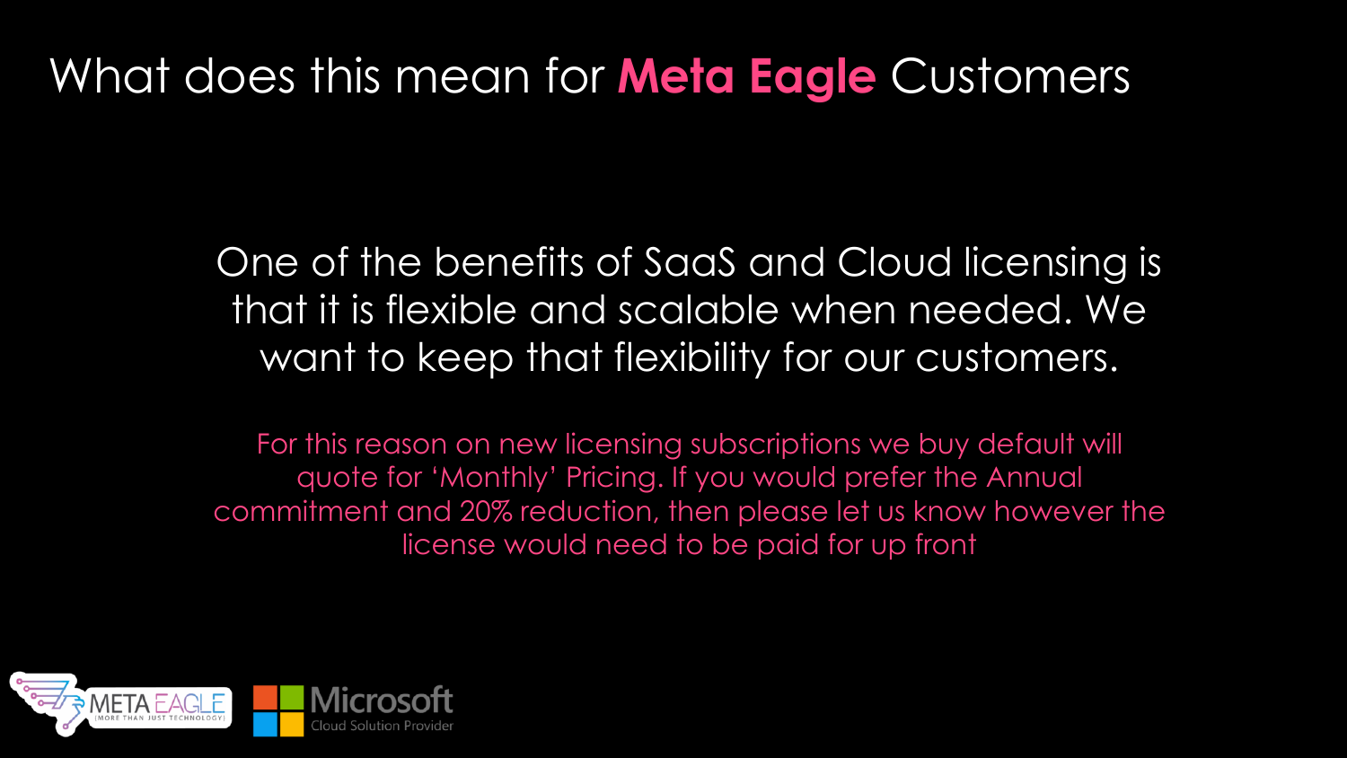# What does this mean for **Meta Eagle** Customers

One of the benefits of SaaS and Cloud licensing is that it is flexible and scalable when needed. We want to keep that flexibility for our customers.

For this reason on new licensing subscriptions we buy default will quote for 'Monthly' Pricing. If you would prefer the Annual commitment and 20% reduction, then please let us know however the license would need to be paid for up front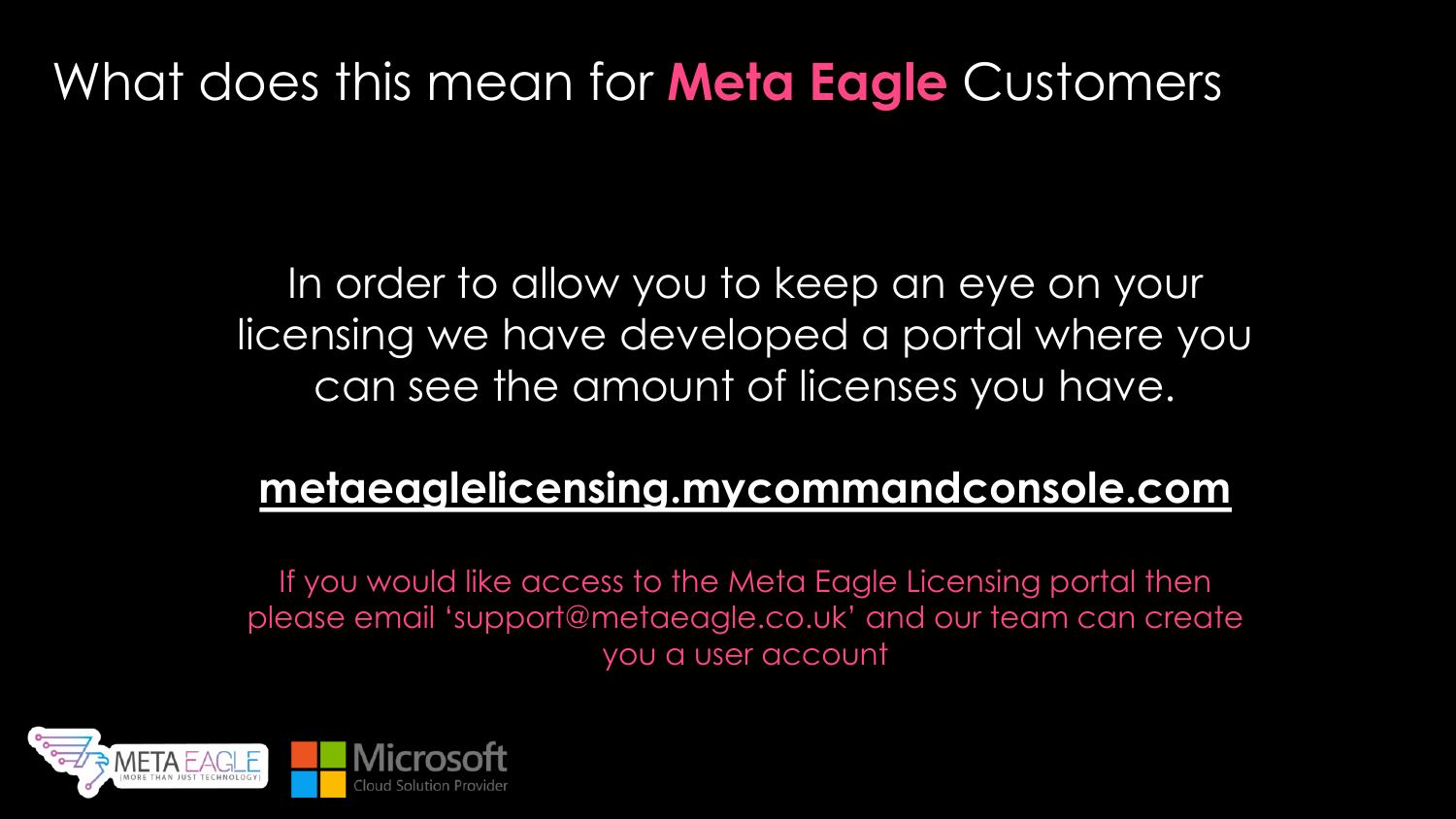# What does this mean for **Meta Eagle** Customers

In order to allow you to keep an eye on your licensing we have developed a portal where you can see the amount of licenses you have.

**metaeaglelicensing.mycommandconsole.com**

If you would like access to the Meta Eagle Licensing portal then please email 'support@metaeagle.co.uk' and our team can create you a user account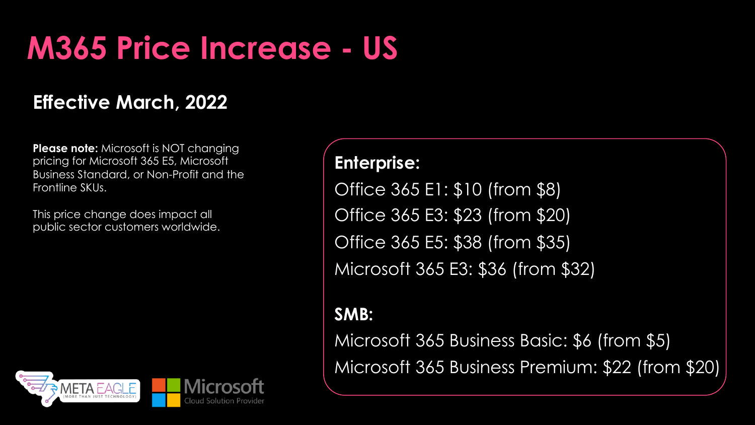# M365 Price Increase - US

## Effective March, 2022

**Please note:** Microsoft is NOT changing pricing for Microsoft 365 E5, Microsoft Business Standard, or Non-Profit and the Frontline SKUs.

This price change does impact all public sector customers worldwide.

**Enterprise:**

Office 365 E1: $10 (from $8)

Office 365 E3: $23 (from $20)

Office 365 E5: $38 (from $35)

Microsoft 365 E3: $36 (from $32)

**SMB:**

Microsoft 365 Business Basic: $6 (from $5)

Microsoft 365 Business Premium: $22 (from $20)

META EAGLE (MORE THAN JUST TECHNOLOGY)

Microsoft Cloud Solution Provider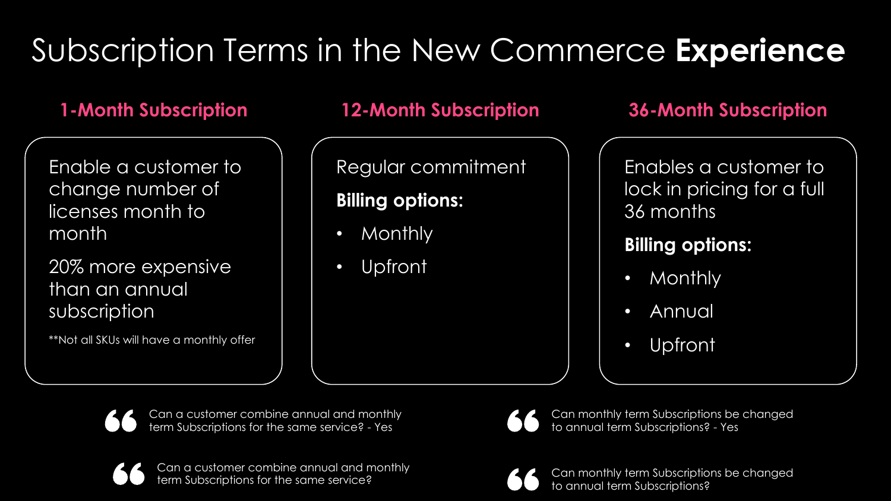# Subscription Terms in the New Commerce **Experience**

## 1-Month Subscription

Enable a customer to change number of licenses month to month

20% more expensive than an annual subscription

**Not all SKUs will have a monthly offer

## 12-Month Subscription

Regular commitment

**Billing options:**

- Monthly
- Upfront

## 36-Month Subscription

Enables a customer to lock in pricing for a full 36 months

**Billing options:**

- Monthly
- Annual
- Upfront

> Can a customer combine annual and monthly term Subscriptions for the same service? - Yes

> Can monthly term Subscriptions be changed to annual term Subscriptions? - Yes

> Can a customer combine annual and monthly term Subscriptions for the same service?

> Can monthly term Subscriptions be changed to annual term Subscriptions?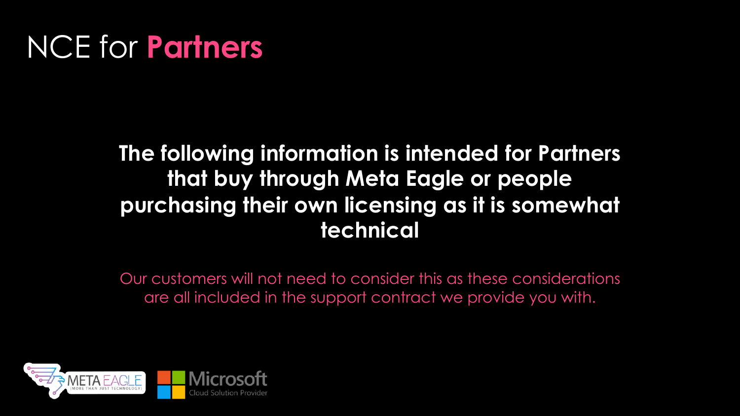# NCE for **Partners**

**The following information is intended for Partners that buy through Meta Eagle or people purchasing their own licensing as it is somewhat technical**

Our customers will not need to consider this as these considerations are all included in the support contract we provide you with.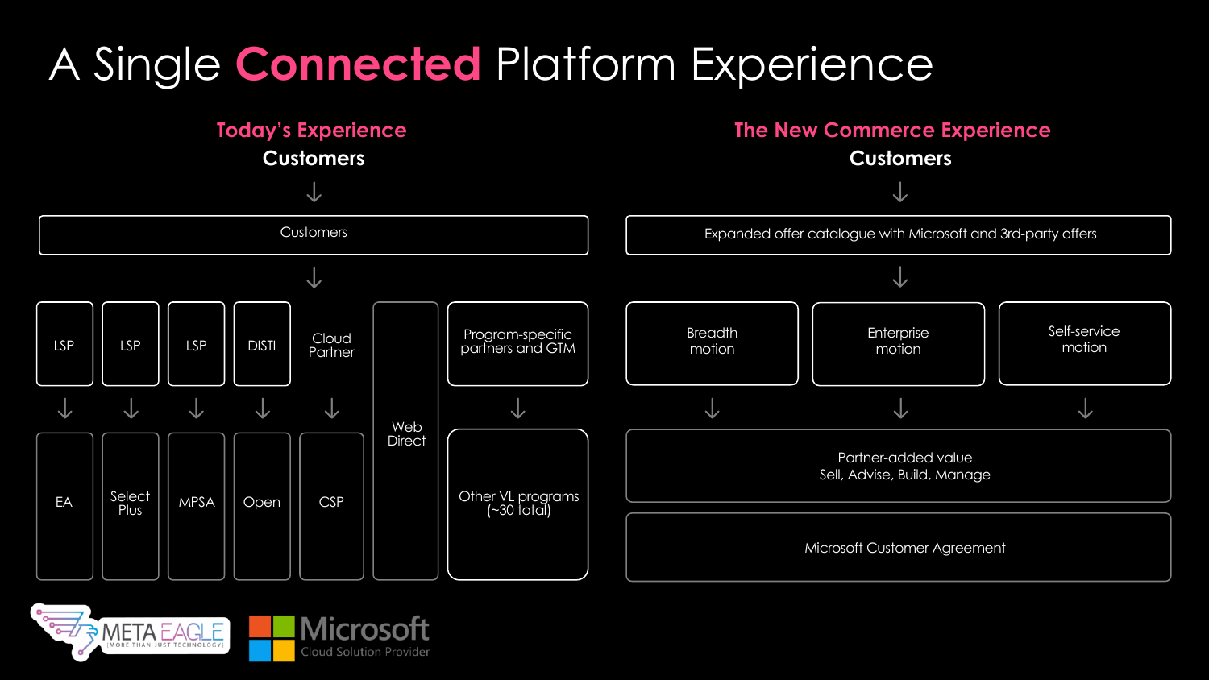# A Single **Connected** Platform Experience

## Today's Experience

**Customers**

↓

Customers

↓

| LSP | LSP | LSP | DISTI | Cloud Partner | Web Direct | Program-specific partners and GTM |
|---|---|---|---|---|---|---|
| ↓ | ↓ | ↓ | ↓ | ↓ | | ↓ |
| EA | Select Plus | MPSA | Open | CSP | | Other VL programs (~30 total) |

## The New Commerce Experience

**Customers**

↓

Expanded offer catalogue with Microsoft and 3rd-party offers

↓

| Breadth motion | Enterprise motion | Self-service motion |
|---|---|---|
| ↓ | ↓ | ↓ |

Partner-added value
Sell, Advise, Build, Manage

Microsoft Customer Agreement

META EAGLE | MORE THAN JUST TECHNOLOGY |

Microsoft Cloud Solution Provider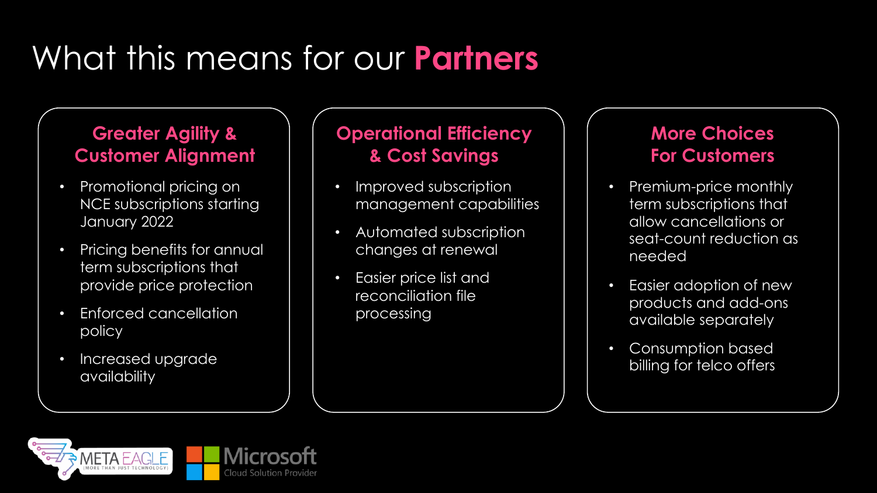# What this means for our **Partners**

### Greater Agility & Customer Alignment

- Promotional pricing on NCE subscriptions starting January 2022
- Pricing benefits for annual term subscriptions that provide price protection
- Enforced cancellation policy
- Increased upgrade availability

### Operational Efficiency & Cost Savings

- Improved subscription management capabilities
- Automated subscription changes at renewal
- Easier price list and reconciliation file processing

### More Choices For Customers

- Premium-price monthly term subscriptions that allow cancellations or seat-count reduction as needed
- Easier adoption of new products and add-ons available separately
- Consumption based billing for telco offers

META EAGLE (MORE THAN JUST TECHNOLOGY)

Microsoft Cloud Solution Provider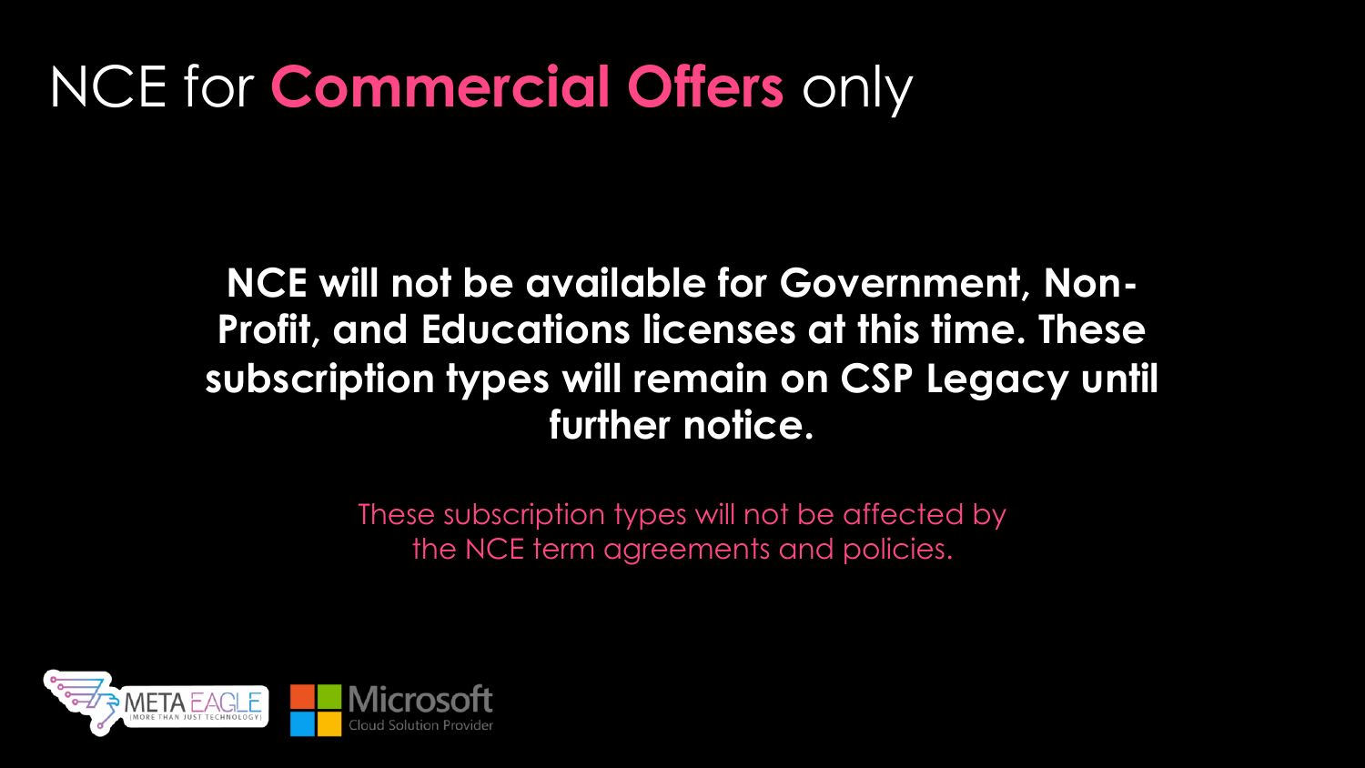# NCE for **Commercial Offers** only

**NCE will not be available for Government, Non-Profit, and Educations licenses at this time. These subscription types will remain on CSP Legacy until further notice.**

These subscription types will not be affected by the NCE term agreements and policies.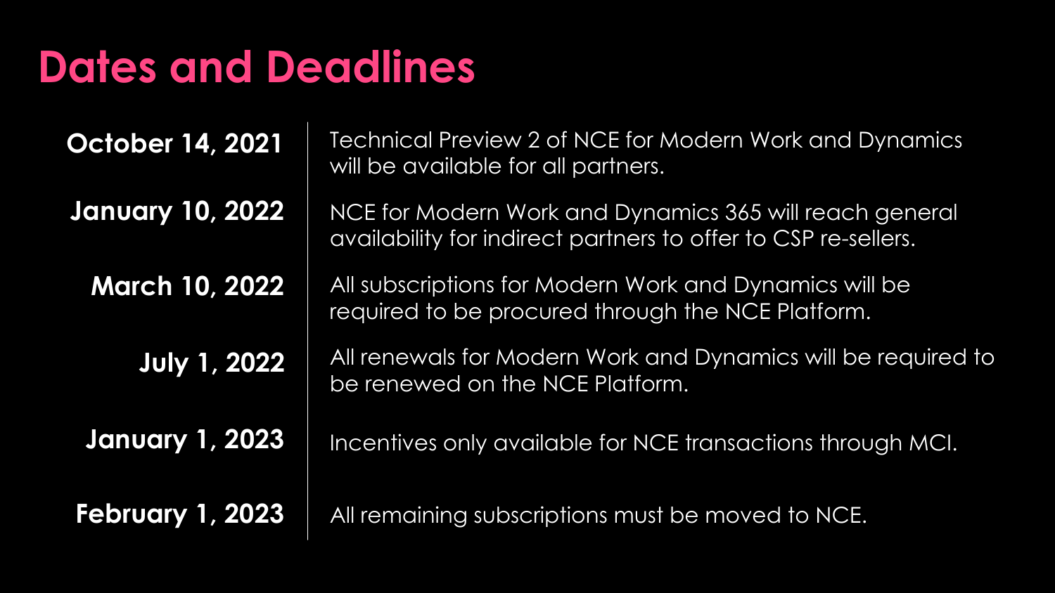# Dates and Deadlines

| | |
|---|---|
| **October 14, 2021** | Technical Preview 2 of NCE for Modern Work and Dynamics will be available for all partners. |
| **January 10, 2022** | NCE for Modern Work and Dynamics 365 will reach general availability for indirect partners to offer to CSP re-sellers. |
| **March 10, 2022** | All subscriptions for Modern Work and Dynamics will be required to be procured through the NCE Platform. |
| **July 1, 2022** | All renewals for Modern Work and Dynamics will be required to be renewed on the NCE Platform. |
| **January 1, 2023** | Incentives only available for NCE transactions through MCI. |
| **February 1, 2023** | All remaining subscriptions must be moved to NCE. |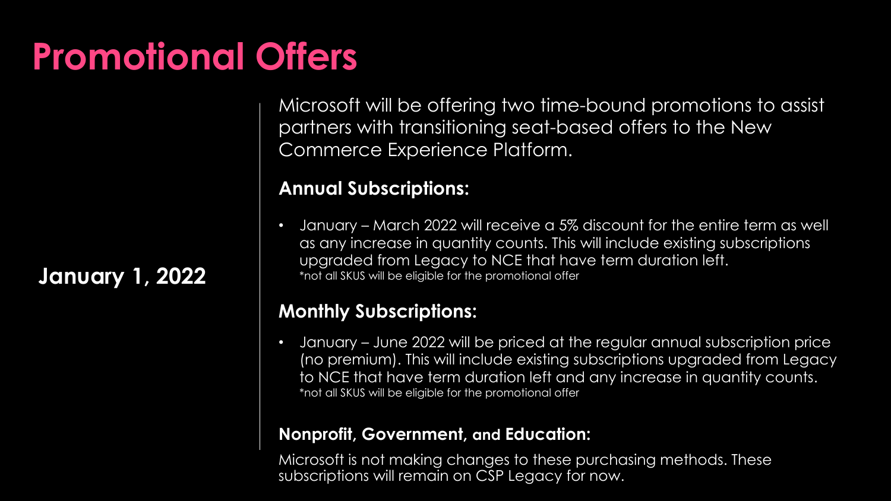# Promotional Offers

**January 1, 2022**

Microsoft will be offering two time-bound promotions to assist partners with transitioning seat-based offers to the New Commerce Experience Platform.

### Annual Subscriptions:

- January – March 2022 will receive a 5% discount for the entire term as well as any increase in quantity counts. This will include existing subscriptions upgraded from Legacy to NCE that have term duration left.
  *not all SKUS will be eligible for the promotional offer

### Monthly Subscriptions:

- January – June 2022 will be priced at the regular annual subscription price (no premium). This will include existing subscriptions upgraded from Legacy to NCE that have term duration left and any increase in quantity counts.
  *not all SKUS will be eligible for the promotional offer

### Nonprofit, Government, and Education:

Microsoft is not making changes to these purchasing methods. These subscriptions will remain on CSP Legacy for now.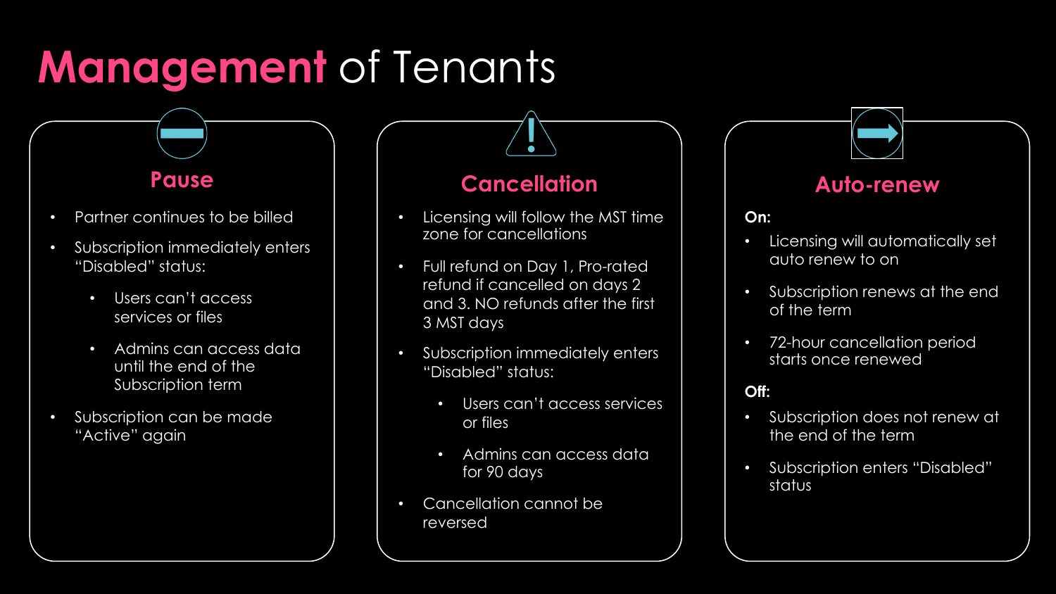# Management of Tenants

## Pause

- Partner continues to be billed
- Subscription immediately enters "Disabled" status:
  - Users can't access services or files
  - Admins can access data until the end of the Subscription term
- Subscription can be made "Active" again

## Cancellation

- Licensing will follow the MST time zone for cancellations
- Full refund on Day 1, Pro-rated refund if cancelled on days 2 and 3. NO refunds after the first 3 MST days
- Subscription immediately enters "Disabled" status:
  - Users can't access services or files
  - Admins can access data for 90 days
- Cancellation cannot be reversed

## Auto-renew

**On:**

- Licensing will automatically set auto renew to on
- Subscription renews at the end of the term
- 72-hour cancellation period starts once renewed

**Off:**

- Subscription does not renew at the end of the term
- Subscription enters "Disabled" status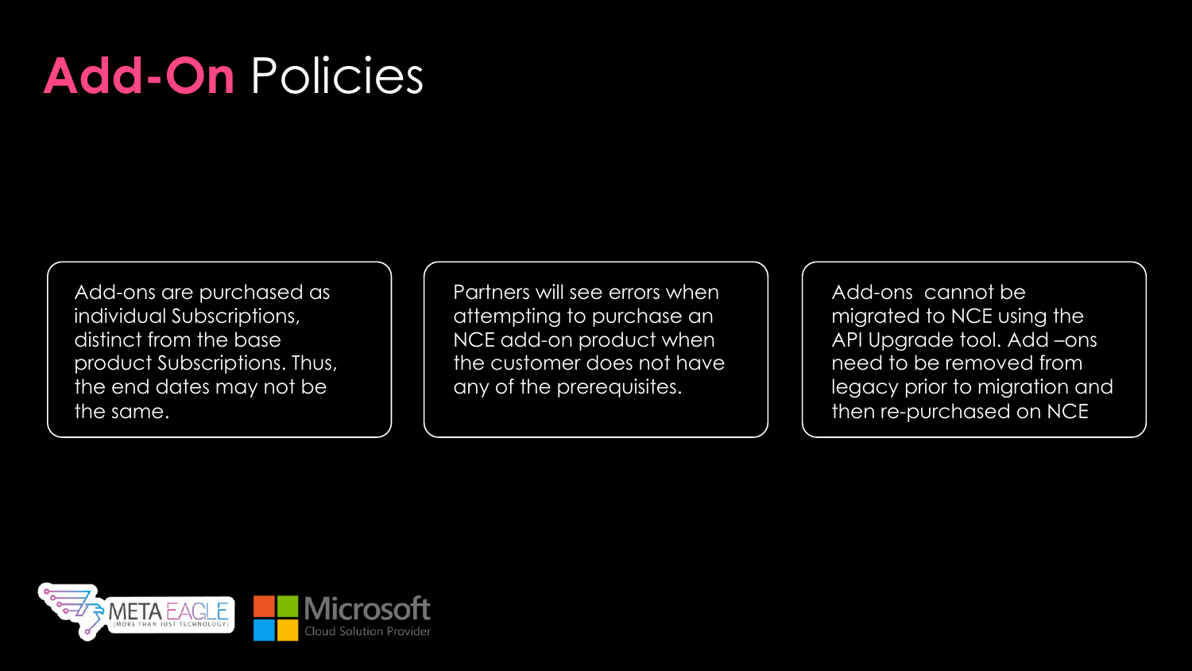# Add-On Policies

Add-ons are purchased as individual Subscriptions, distinct from the base product Subscriptions. Thus, the end dates may not be the same.

Partners will see errors when attempting to purchase an NCE add-on product when the customer does not have any of the prerequisites.

Add-ons cannot be migrated to NCE using the API Upgrade tool. Add –ons need to be removed from legacy prior to migration and then re-purchased on NCE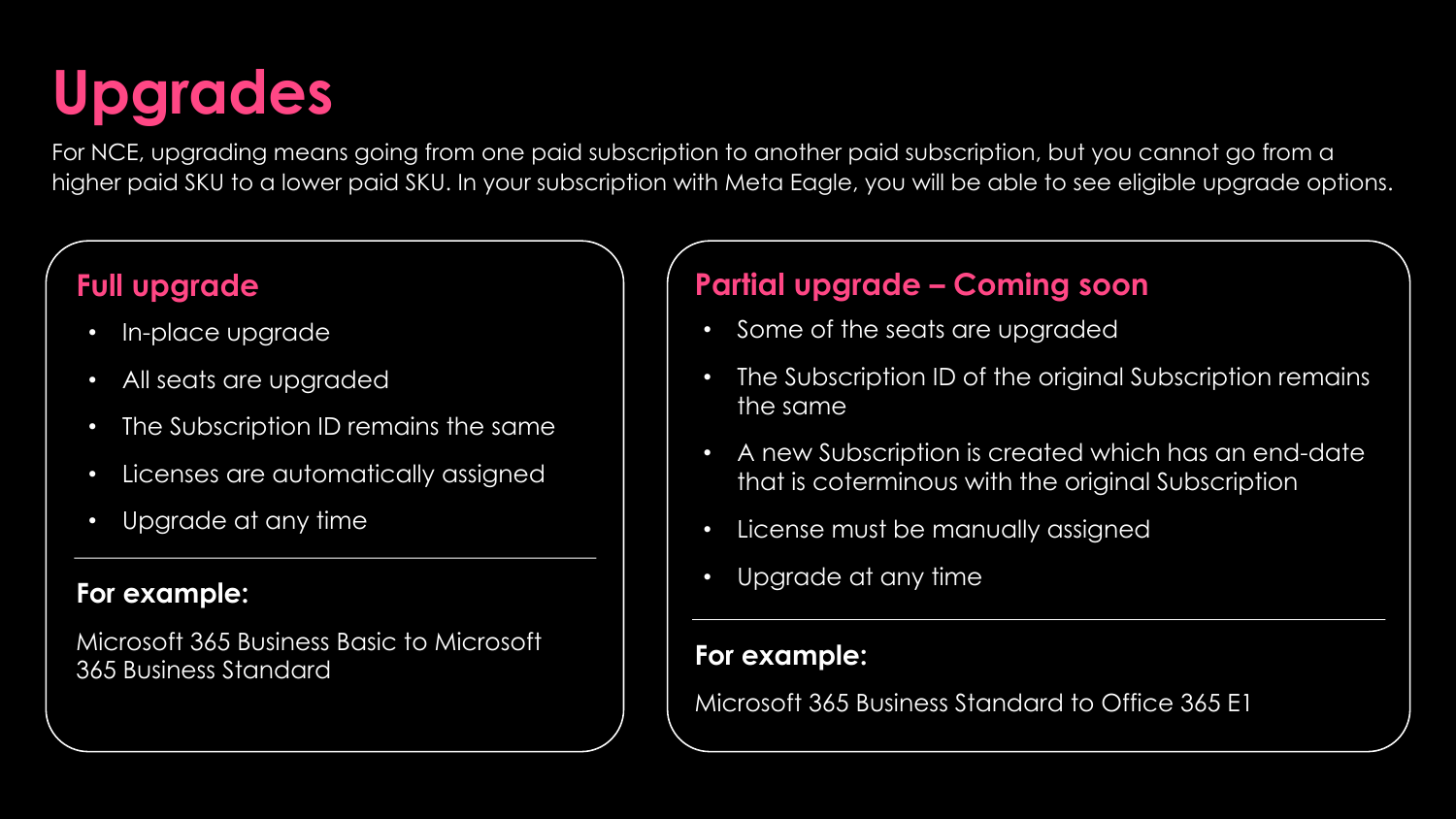# Upgrades

For NCE, upgrading means going from one paid subscription to another paid subscription, but you cannot go from a higher paid SKU to a lower paid SKU. In your subscription with Meta Eagle, you will be able to see eligible upgrade options.

## Full upgrade

- In-place upgrade
- All seats are upgraded
- The Subscription ID remains the same
- Licenses are automatically assigned
- Upgrade at any time

**For example:**

Microsoft 365 Business Basic to Microsoft 365 Business Standard

## Partial upgrade – Coming soon

- Some of the seats are upgraded
- The Subscription ID of the original Subscription remains the same
- A new Subscription is created which has an end-date that is coterminous with the original Subscription
- License must be manually assigned
- Upgrade at any time

**For example:**

Microsoft 365 Business Standard to Office 365 E1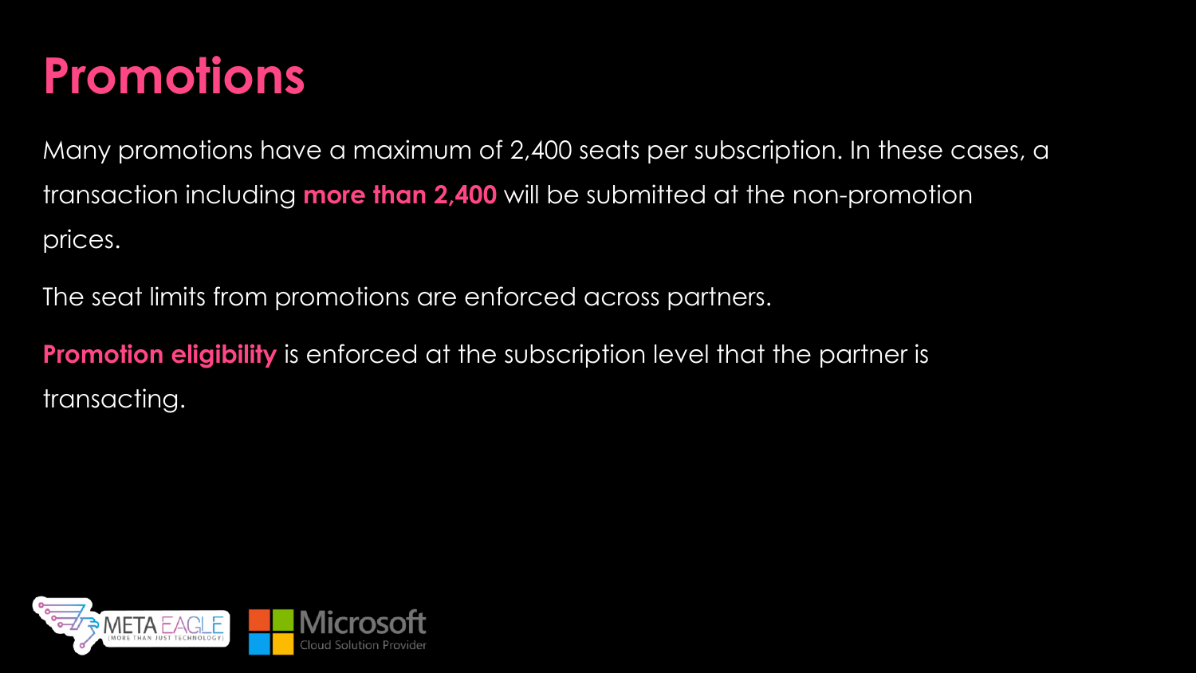# Promotions

Many promotions have a maximum of 2,400 seats per subscription. In these cases, a transaction including **more than 2,400** will be submitted at the non-promotion prices.

The seat limits from promotions are enforced across partners.

**Promotion eligibility** is enforced at the subscription level that the partner is transacting.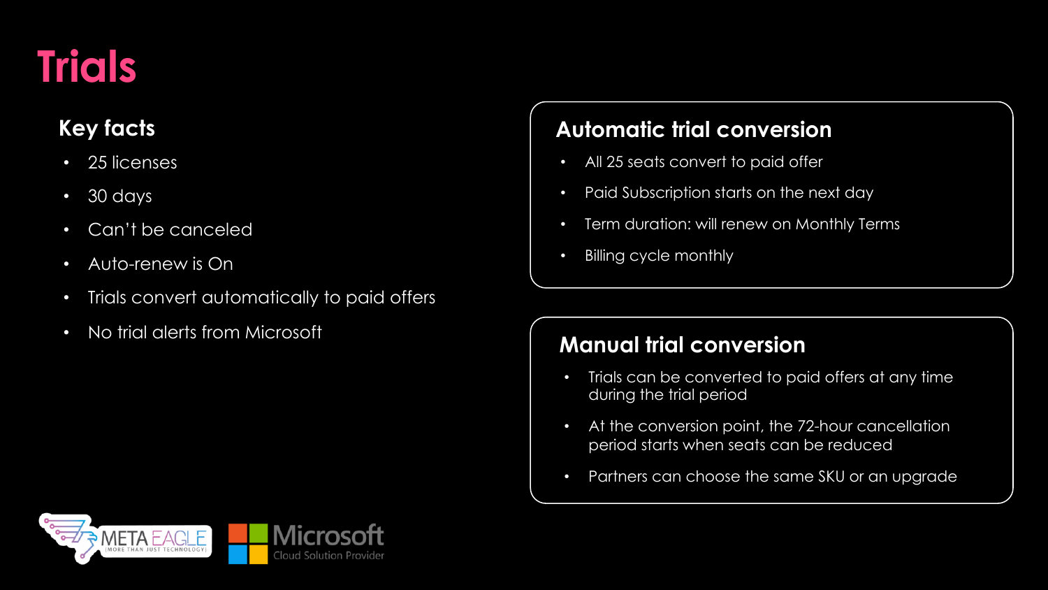# Trials

## Key facts

- 25 licenses
- 30 days
- Can't be canceled
- Auto-renew is On
- Trials convert automatically to paid offers
- No trial alerts from Microsoft

## Automatic trial conversion

- All 25 seats convert to paid offer
- Paid Subscription starts on the next day
- Term duration: will renew on Monthly Terms
- Billing cycle monthly

## Manual trial conversion

- Trials can be converted to paid offers at any time during the trial period
- At the conversion point, the 72-hour cancellation period starts when seats can be reduced
- Partners can choose the same SKU or an upgrade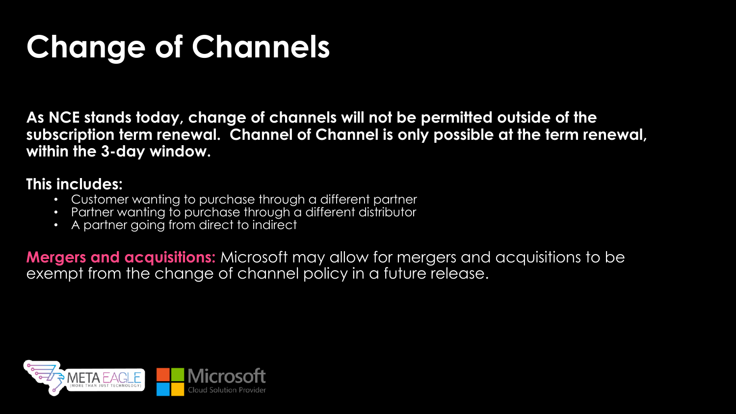# Change of Channels

**As NCE stands today, change of channels will not be permitted outside of the subscription term renewal. Channel of Channel is only possible at the term renewal, within the 3-day window.**

**This includes:**

- Customer wanting to purchase through a different partner
- Partner wanting to purchase through a different distributor
- A partner going from direct to indirect

**Mergers and acquisitions:** Microsoft may allow for mergers and acquisitions to be exempt from the change of channel policy in a future release.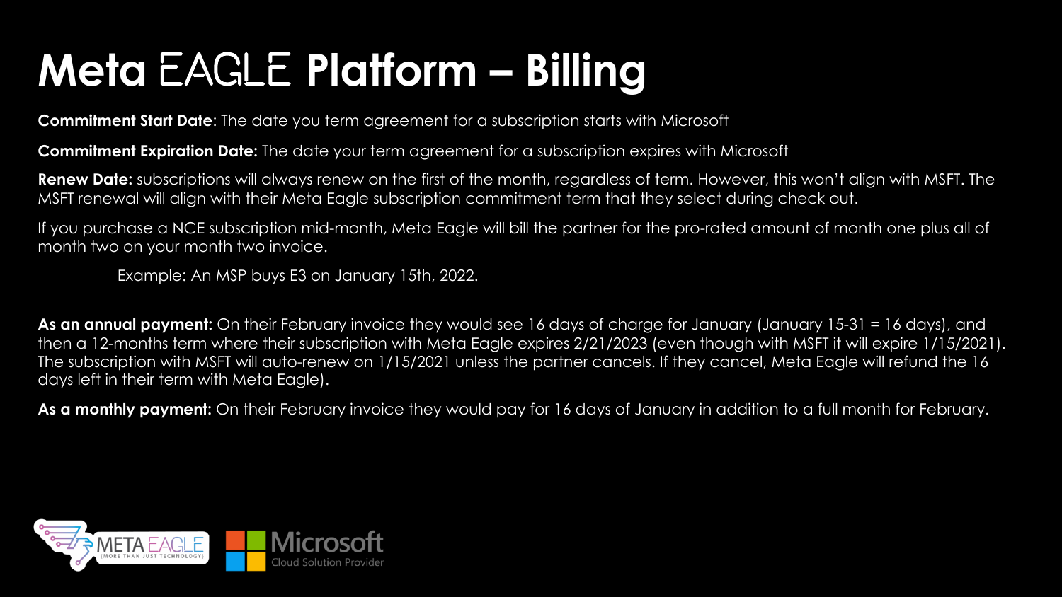# Meta EAGLE Platform – Billing

**Commitment Start Date**: The date you term agreement for a subscription starts with Microsoft

**Commitment Expiration Date:** The date your term agreement for a subscription expires with Microsoft

**Renew Date:** subscriptions will always renew on the first of the month, regardless of term. However, this won't align with MSFT. The MSFT renewal will align with their Meta Eagle subscription commitment term that they select during check out.

If you purchase a NCE subscription mid-month, Meta Eagle will bill the partner for the pro-rated amount of month one plus all of month two on your month two invoice.

Example: An MSP buys E3 on January 15th, 2022.

**As an annual payment:** On their February invoice they would see 16 days of charge for January (January 15-31 = 16 days), and then a 12-months term where their subscription with Meta Eagle expires 2/21/2023 (even though with MSFT it will expire 1/15/2021). The subscription with MSFT will auto-renew on 1/15/2021 unless the partner cancels. If they cancel, Meta Eagle will refund the 16 days left in their term with Meta Eagle).

**As a monthly payment:** On their February invoice they would pay for 16 days of January in addition to a full month for February.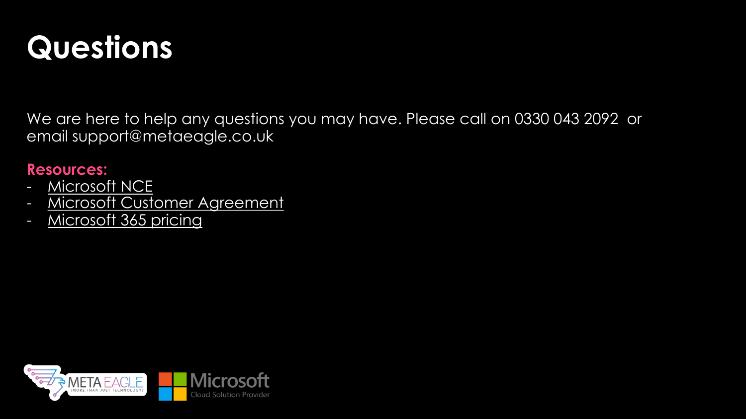# Questions

We are here to help any questions you may have. Please call on 0330 043 2092 or email support@metaeagle.co.uk

**Resources:**

- Microsoft NCE
- Microsoft Customer Agreement
- Microsoft 365 pricing